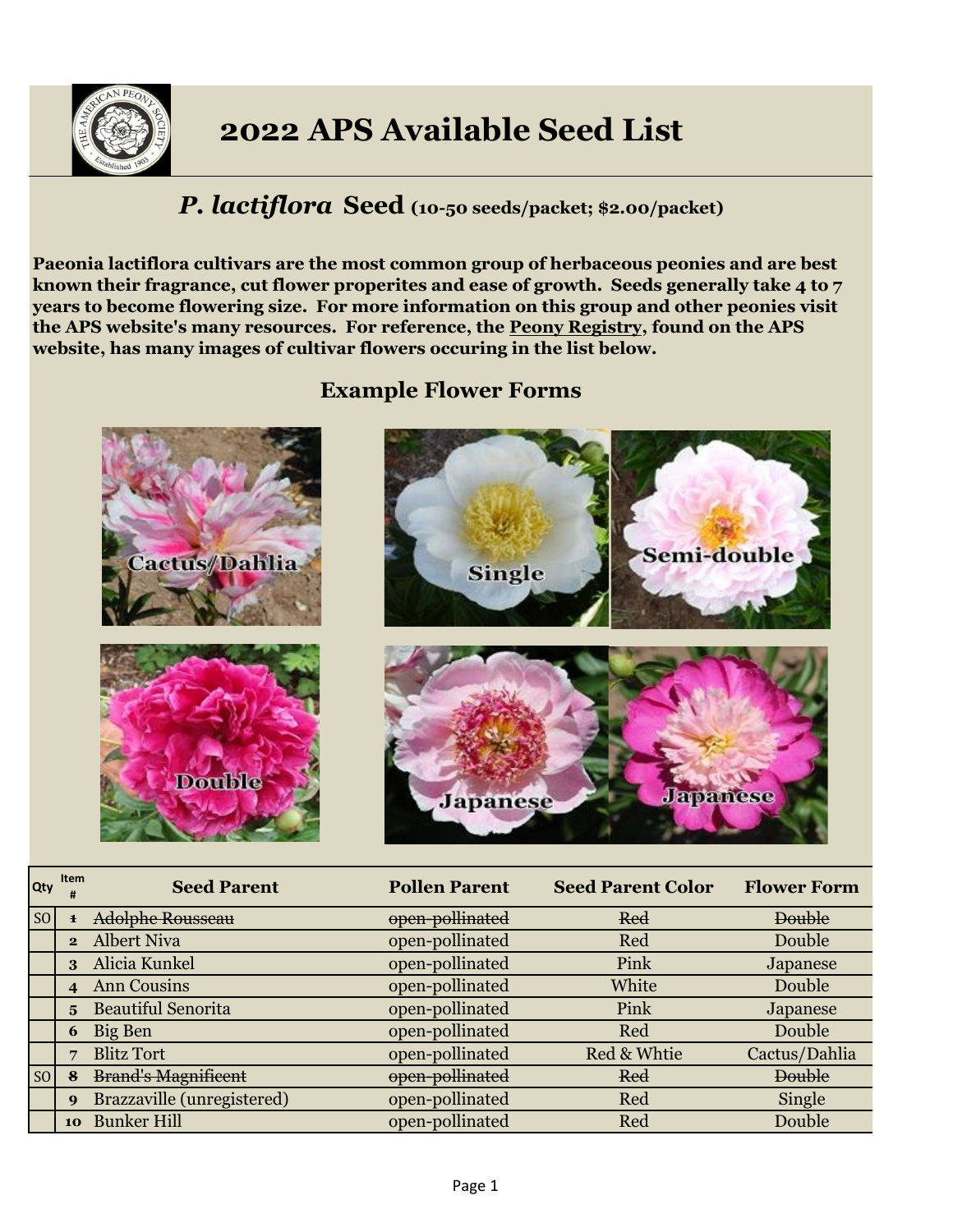# 2022 APS Available Seed List

## *P. lactiflora* Seed (10-50 seeds/packet; $2.00/packet)

**Paeonia lactiflora cultivars are the most common group of herbaceous peonies and are best known their fragrance, cut flower properites and ease of growth. Seeds generally take 4 to 7 years to become flowering size. For more information on this group and other peonies visit the APS website's many resources. For reference, the Peony Registry, found on the APS website, has many images of cultivar flowers occuring in the list below.**

### Example Flower Forms

Cactus/Dahlia

Single

Semi-double

Double

Japanese

Japanese

| Qty | Item # | Seed Parent | Pollen Parent | Seed Parent Color | Flower Form |
|---|---|---|---|---|---|
| SO | ~~1~~ | ~~Adolphe Rousseau~~ | ~~open-pollinated~~ | ~~Red~~ | ~~Double~~ |
| | 2 | Albert Niva | open-pollinated | Red | Double |
| | 3 | Alicia Kunkel | open-pollinated | Pink | Japanese |
| | 4 | Ann Cousins | open-pollinated | White | Double |
| | 5 | Beautiful Senorita | open-pollinated | Pink | Japanese |
| | 6 | Big Ben | open-pollinated | Red | Double |
| | 7 | Blitz Tort | open-pollinated | Red & Whtie | Cactus/Dahlia |
| SO | ~~8~~ | ~~Brand's Magnificent~~ | ~~open-pollinated~~ | ~~Red~~ | ~~Double~~ |
| | 9 | Brazzaville (unregistered) | open-pollinated | Red | Single |
| | 10 | Bunker Hill | open-pollinated | Red | Double |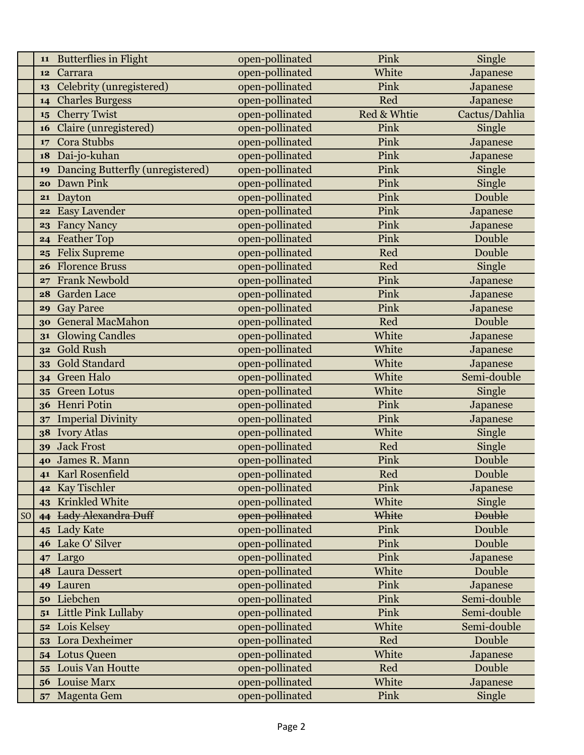| | | | | | |
|---|---|---|---|---|---|
| | 11 | Butterflies in Flight | open-pollinated | Pink | Single |
| | 12 | Carrara | open-pollinated | White | Japanese |
| | 13 | Celebrity (unregistered) | open-pollinated | Pink | Japanese |
| | 14 | Charles Burgess | open-pollinated | Red | Japanese |
| | 15 | Cherry Twist | open-pollinated | Red & Whtie | Cactus/Dahlia |
| | 16 | Claire (unregistered) | open-pollinated | Pink | Single |
| | 17 | Cora Stubbs | open-pollinated | Pink | Japanese |
| | 18 | Dai-jo-kuhan | open-pollinated | Pink | Japanese |
| | 19 | Dancing Butterfly (unregistered) | open-pollinated | Pink | Single |
| | 20 | Dawn Pink | open-pollinated | Pink | Single |
| | 21 | Dayton | open-pollinated | Pink | Double |
| | 22 | Easy Lavender | open-pollinated | Pink | Japanese |
| | 23 | Fancy Nancy | open-pollinated | Pink | Japanese |
| | 24 | Feather Top | open-pollinated | Pink | Double |
| | 25 | Felix Supreme | open-pollinated | Red | Double |
| | 26 | Florence Bruss | open-pollinated | Red | Single |
| | 27 | Frank Newbold | open-pollinated | Pink | Japanese |
| | 28 | Garden Lace | open-pollinated | Pink | Japanese |
| | 29 | Gay Paree | open-pollinated | Pink | Japanese |
| | 30 | General MacMahon | open-pollinated | Red | Double |
| | 31 | Glowing Candles | open-pollinated | White | Japanese |
| | 32 | Gold Rush | open-pollinated | White | Japanese |
| | 33 | Gold Standard | open-pollinated | White | Japanese |
| | 34 | Green Halo | open-pollinated | White | Semi-double |
| | 35 | Green Lotus | open-pollinated | White | Single |
| | 36 | Henri Potin | open-pollinated | Pink | Japanese |
| | 37 | Imperial Divinity | open-pollinated | Pink | Japanese |
| | 38 | Ivory Atlas | open-pollinated | White | Single |
| | 39 | Jack Frost | open-pollinated | Red | Single |
| | 40 | James R. Mann | open-pollinated | Pink | Double |
| | 41 | Karl Rosenfield | open-pollinated | Red | Double |
| | 42 | Kay Tischler | open-pollinated | Pink | Japanese |
| | 43 | Krinkled White | open-pollinated | White | Single |
| SO | ~~44~~ | ~~Lady Alexandra Duff~~ | ~~open-pollinated~~ | ~~White~~ | ~~Double~~ |
| | 45 | Lady Kate | open-pollinated | Pink | Double |
| | 46 | Lake O' Silver | open-pollinated | Pink | Double |
| | 47 | Largo | open-pollinated | Pink | Japanese |
| | 48 | Laura Dessert | open-pollinated | White | Double |
| | 49 | Lauren | open-pollinated | Pink | Japanese |
| | 50 | Liebchen | open-pollinated | Pink | Semi-double |
| | 51 | Little Pink Lullaby | open-pollinated | Pink | Semi-double |
| | 52 | Lois Kelsey | open-pollinated | White | Semi-double |
| | 53 | Lora Dexheimer | open-pollinated | Red | Double |
| | 54 | Lotus Queen | open-pollinated | White | Japanese |
| | 55 | Louis Van Houtte | open-pollinated | Red | Double |
| | 56 | Louise Marx | open-pollinated | White | Japanese |
| | 57 | Magenta Gem | open-pollinated | Pink | Single |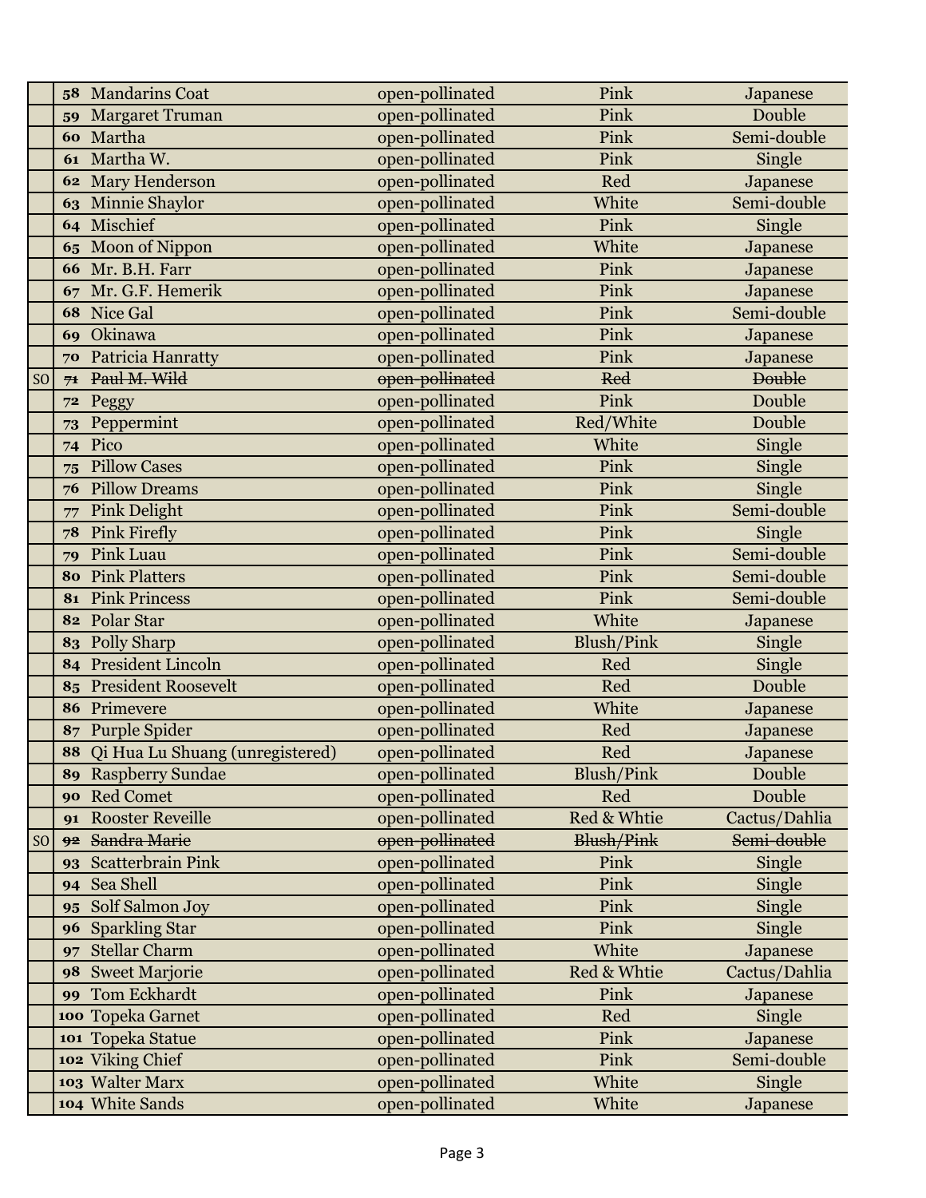| | | | | |
|---|---|---|---|---|
| | 58 Mandarins Coat | open-pollinated | Pink | Japanese |
| | 59 Margaret Truman | open-pollinated | Pink | Double |
| | 60 Martha | open-pollinated | Pink | Semi-double |
| | 61 Martha W. | open-pollinated | Pink | Single |
| | 62 Mary Henderson | open-pollinated | Red | Japanese |
| | 63 Minnie Shaylor | open-pollinated | White | Semi-double |
| | 64 Mischief | open-pollinated | Pink | Single |
| | 65 Moon of Nippon | open-pollinated | White | Japanese |
| | 66 Mr. B.H. Farr | open-pollinated | Pink | Japanese |
| | 67 Mr. G.F. Hemerik | open-pollinated | Pink | Japanese |
| | 68 Nice Gal | open-pollinated | Pink | Semi-double |
| | 69 Okinawa | open-pollinated | Pink | Japanese |
| | 70 Patricia Hanratty | open-pollinated | Pink | Japanese |
| SO | ~~71 Paul M. Wild~~ | ~~open-pollinated~~ | ~~Red~~ | ~~Double~~ |
| | 72 Peggy | open-pollinated | Pink | Double |
| | 73 Peppermint | open-pollinated | Red/White | Double |
| | 74 Pico | open-pollinated | White | Single |
| | 75 Pillow Cases | open-pollinated | Pink | Single |
| | 76 Pillow Dreams | open-pollinated | Pink | Single |
| | 77 Pink Delight | open-pollinated | Pink | Semi-double |
| | 78 Pink Firefly | open-pollinated | Pink | Single |
| | 79 Pink Luau | open-pollinated | Pink | Semi-double |
| | 80 Pink Platters | open-pollinated | Pink | Semi-double |
| | 81 Pink Princess | open-pollinated | Pink | Semi-double |
| | 82 Polar Star | open-pollinated | White | Japanese |
| | 83 Polly Sharp | open-pollinated | Blush/Pink | Single |
| | 84 President Lincoln | open-pollinated | Red | Single |
| | 85 President Roosevelt | open-pollinated | Red | Double |
| | 86 Primevere | open-pollinated | White | Japanese |
| | 87 Purple Spider | open-pollinated | Red | Japanese |
| | 88 Qi Hua Lu Shuang (unregistered) | open-pollinated | Red | Japanese |
| | 89 Raspberry Sundae | open-pollinated | Blush/Pink | Double |
| | 90 Red Comet | open-pollinated | Red | Double |
| | 91 Rooster Reveille | open-pollinated | Red & Whtie | Cactus/Dahlia |
| SO | ~~92 Sandra Marie~~ | ~~open-pollinated~~ | ~~Blush/Pink~~ | ~~Semi-double~~ |
| | 93 Scatterbrain Pink | open-pollinated | Pink | Single |
| | 94 Sea Shell | open-pollinated | Pink | Single |
| | 95 Solf Salmon Joy | open-pollinated | Pink | Single |
| | 96 Sparkling Star | open-pollinated | Pink | Single |
| | 97 Stellar Charm | open-pollinated | White | Japanese |
| | 98 Sweet Marjorie | open-pollinated | Red & Whtie | Cactus/Dahlia |
| | 99 Tom Eckhardt | open-pollinated | Pink | Japanese |
| | 100 Topeka Garnet | open-pollinated | Red | Single |
| | 101 Topeka Statue | open-pollinated | Pink | Japanese |
| | 102 Viking Chief | open-pollinated | Pink | Semi-double |
| | 103 Walter Marx | open-pollinated | White | Single |
| | 104 White Sands | open-pollinated | White | Japanese |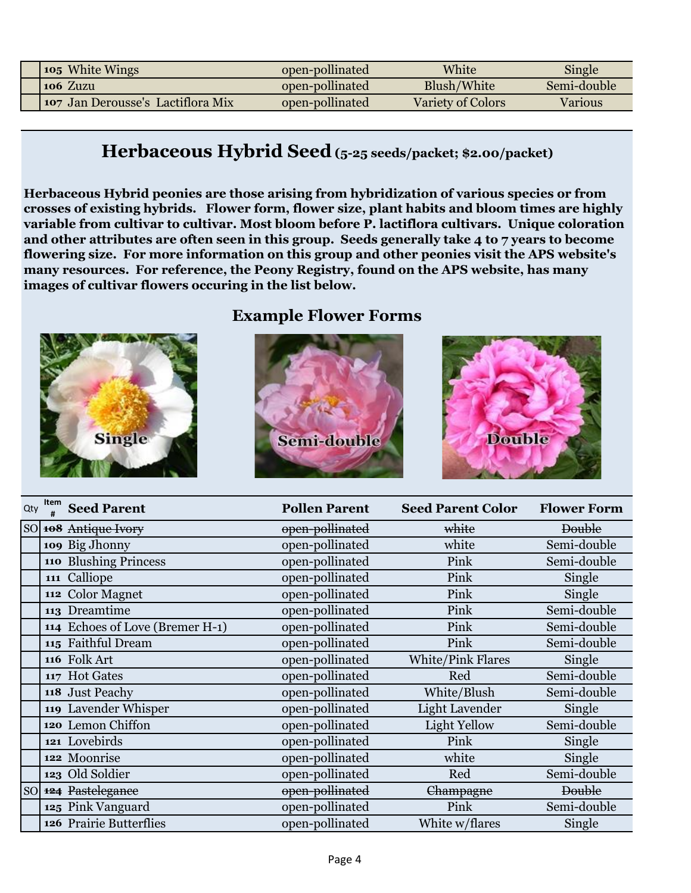| Qty | Item # | Seed Parent | Pollen Parent | Seed Parent Color | Flower Form |
|---|---|---|---|---|---|
| | 105 | White Wings | open-pollinated | White | Single |
| | 106 | Zuzu | open-pollinated | Blush/White | Semi-double |
| | 107 | Jan Derousse's Lactiflora Mix | open-pollinated | Variety of Colors | Various |

## Herbaceous Hybrid Seed (5-25 seeds/packet; $2.00/packet)

**Herbaceous Hybrid peonies are those arising from hybridization of various species or from crosses of existing hybrids. Flower form, flower size, plant habits and bloom times are highly variable from cultivar to cultivar. Most bloom before P. lactiflora cultivars. Unique coloration and other attributes are often seen in this group. Seeds generally take 4 to 7 years to become flowering size. For more information on this group and other peonies visit the APS website's many resources. For reference, the Peony Registry, found on the APS website, has many images of cultivar flowers occuring in the list below.**

### Example Flower Forms

Single

Semi-double

Double

| Qty | Item # | Seed Parent | Pollen Parent | Seed Parent Color | Flower Form |
|---|---|---|---|---|---|
| SO | ~~108~~ | ~~Antique Ivory~~ | ~~open-pollinated~~ | ~~white~~ | ~~Double~~ |
| | 109 | Big Jhonny | open-pollinated | white | Semi-double |
| | 110 | Blushing Princess | open-pollinated | Pink | Semi-double |
| | 111 | Calliope | open-pollinated | Pink | Single |
| | 112 | Color Magnet | open-pollinated | Pink | Single |
| | 113 | Dreamtime | open-pollinated | Pink | Semi-double |
| | 114 | Echoes of Love (Bremer H-1) | open-pollinated | Pink | Semi-double |
| | 115 | Faithful Dream | open-pollinated | Pink | Semi-double |
| | 116 | Folk Art | open-pollinated | White/Pink Flares | Single |
| | 117 | Hot Gates | open-pollinated | Red | Semi-double |
| | 118 | Just Peachy | open-pollinated | White/Blush | Semi-double |
| | 119 | Lavender Whisper | open-pollinated | Light Lavender | Single |
| | 120 | Lemon Chiffon | open-pollinated | Light Yellow | Semi-double |
| | 121 | Lovebirds | open-pollinated | Pink | Single |
| | 122 | Moonrise | open-pollinated | white | Single |
| | 123 | Old Soldier | open-pollinated | Red | Semi-double |
| SO | ~~124~~ | ~~Pastelegance~~ | ~~open-pollinated~~ | ~~Champagne~~ | ~~Double~~ |
| | 125 | Pink Vanguard | open-pollinated | Pink | Semi-double |
| | 126 | Prairie Butterflies | open-pollinated | White w/flares | Single |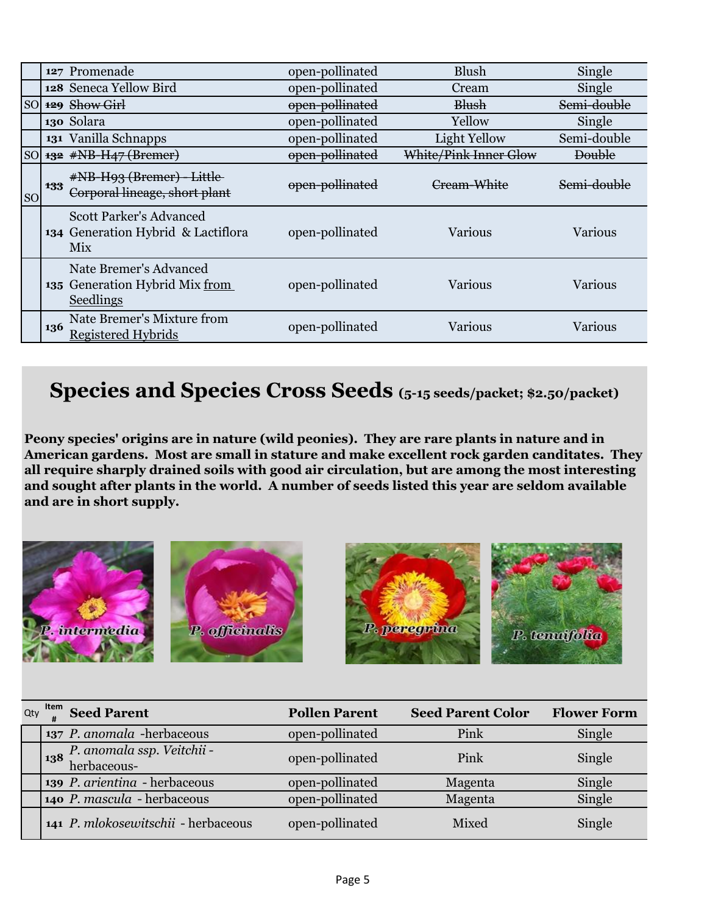| Qty | Item # | Seed Parent | Pollen Parent | Seed Parent Color | Flower Form |
|---|---|---|---|---|---|
| | 127 | Promenade | open-pollinated | Blush | Single |
| | 128 | Seneca Yellow Bird | open-pollinated | Cream | Single |
| SO | ~~129~~ | ~~Show Girl~~ | ~~open-pollinated~~ | ~~Blush~~ | ~~Semi-double~~ |
| | 130 | Solara | open-pollinated | Yellow | Single |
| | 131 | Vanilla Schnapps | open-pollinated | Light Yellow | Semi-double |
| SO | ~~132~~ | ~~#NB-H47 (Bremer)~~ | ~~open-pollinated~~ | ~~White/Pink Inner Glow~~ | ~~Double~~ |
| SO | ~~133~~ | ~~#NB-H93 (Bremer) - Little Corporal lineage, short plant~~ | ~~open-pollinated~~ | ~~Cream-White~~ | ~~Semi-double~~ |
| | 134 | Scott Parker's Advanced Generation Hybrid & Lactiflora Mix | open-pollinated | Various | Various |
| | 135 | Nate Bremer's Advanced Generation Hybrid Mix <u>from Seedlings</u> | open-pollinated | Various | Various |
| | 136 | Nate Bremer's Mixture from <u>Registered Hybrids</u> | open-pollinated | Various | Various |

## Species and Species Cross Seeds (5-15 seeds/packet; $2.50/packet)

**Peony species' origins are in nature (wild peonies). They are rare plants in nature and in American gardens. Most are small in stature and make excellent rock garden canditates. They all require sharply drained soils with good air circulation, but are among the most interesting and sought after plants in the world. A number of seeds listed this year are seldom available and are in short supply.**

*P. intermedia* *P. officinalis* *P. peregrina* *P. tenuifolia*

| Qty | Item # | Seed Parent | Pollen Parent | Seed Parent Color | Flower Form |
|---|---|---|---|---|---|
| | 137 | *P. anomala* -herbaceous | open-pollinated | Pink | Single |
| | 138 | *P. anomala ssp. Veitchii* -herbaceous- | open-pollinated | Pink | Single |
| | 139 | *P. arientina* - herbaceous | open-pollinated | Magenta | Single |
| | 140 | *P. mascula* - herbaceous | open-pollinated | Magenta | Single |
| | 141 | *P. mlokosewitschii* - herbaceous | open-pollinated | Mixed | Single |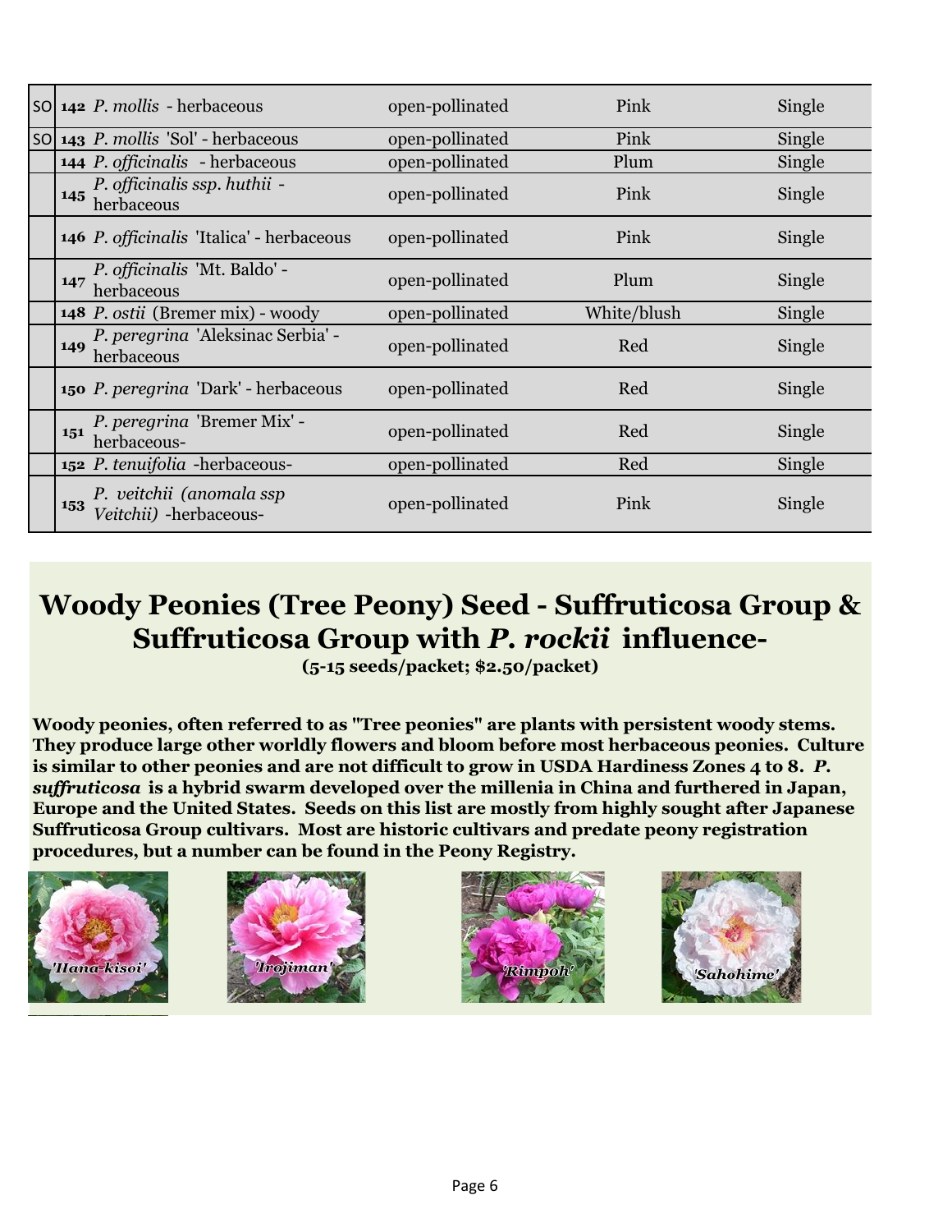| | | | | |
|---|---|---|---|---|
| SO | 142 *P. mollis* - herbaceous | open-pollinated | Pink | Single |
| SO | 143 *P. mollis* 'Sol' - herbaceous | open-pollinated | Pink | Single |
| | 144 *P. officinalis* - herbaceous | open-pollinated | Plum | Single |
| | 145 *P. officinalis ssp. huthii* - herbaceous | open-pollinated | Pink | Single |
| | 146 *P. officinalis* 'Italica' - herbaceous | open-pollinated | Pink | Single |
| | 147 *P. officinalis* 'Mt. Baldo' - herbaceous | open-pollinated | Plum | Single |
| | 148 *P. ostii* (Bremer mix) - woody | open-pollinated | White/blush | Single |
| | 149 *P. peregrina* 'Aleksinac Serbia' - herbaceous | open-pollinated | Red | Single |
| | 150 *P. peregrina* 'Dark' - herbaceous | open-pollinated | Red | Single |
| | 151 *P. peregrina* 'Bremer Mix' - herbaceous- | open-pollinated | Red | Single |
| | 152 *P. tenuifolia* -herbaceous- | open-pollinated | Red | Single |
| | 153 *P. veitchii (anomala ssp Veitchii)* -herbaceous- | open-pollinated | Pink | Single |

# Woody Peonies (Tree Peony) Seed - Suffruticosa Group & Suffruticosa Group with *P. rockii* influence-

**(5-15 seeds/packet; $2.50/packet)**

**Woody peonies, often referred to as "Tree peonies" are plants with persistent woody stems. They produce large other worldly flowers and bloom before most herbaceous peonies. Culture is similar to other peonies and are not difficult to grow in USDA Hardiness Zones 4 to 8. *P. suffruticosa* is a hybrid swarm developed over the millenia in China and furthered in Japan, Europe and the United States. Seeds on this list are mostly from highly sought after Japanese Suffruticosa Group cultivars. Most are historic cultivars and predate peony registration procedures, but a number can be found in the Peony Registry.**

'Hana-kisoi' 'Irojiman' 'Rimpoh' 'Sahohime'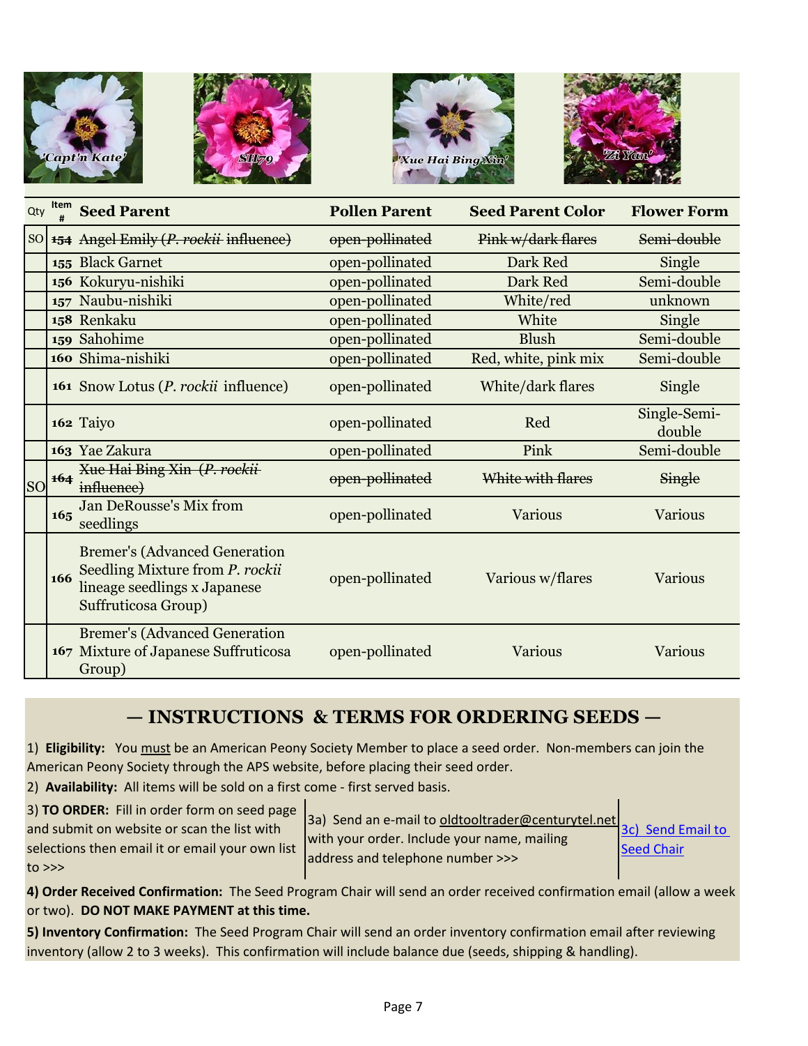'Capt'n Kate' SH79 'Xue Hai Bing Xin' 'Zi Yan'

| Qty | Item # | Seed Parent | Pollen Parent | Seed Parent Color | Flower Form |
|---|---|---|---|---|---|
| SO | ~~154~~ | ~~Angel Emily (*P. rockii* influence)~~ | ~~open-pollinated~~ | ~~Pink w/dark flares~~ | ~~Semi-double~~ |
| | 155 | Black Garnet | open-pollinated | Dark Red | Single |
| | 156 | Kokuryu-nishiki | open-pollinated | Dark Red | Semi-double |
| | 157 | Naubu-nishiki | open-pollinated | White/red | unknown |
| | 158 | Renkaku | open-pollinated | White | Single |
| | 159 | Sahohime | open-pollinated | Blush | Semi-double |
| | 160 | Shima-nishiki | open-pollinated | Red, white, pink mix | Semi-double |
| | 161 | Snow Lotus (*P. rockii* influence) | open-pollinated | White/dark flares | Single |
| | 162 | Taiyo | open-pollinated | Red | Single-Semi-double |
| | 163 | Yae Zakura | open-pollinated | Pink | Semi-double |
| SO | ~~164~~ | ~~Xue Hai Bing Xin (*P. rockii* influence)~~ | ~~open-pollinated~~ | ~~White with flares~~ | ~~Single~~ |
| | 165 | Jan DeRousse's Mix from seedlings | open-pollinated | Various | Various |
| | 166 | Bremer's (Advanced Generation Seedling Mixture from *P. rockii* lineage seedlings x Japanese Suffruticosa Group) | open-pollinated | Various w/flares | Various |
| | 167 | Bremer's (Advanced Generation Mixture of Japanese Suffruticosa Group) | open-pollinated | Various | Various |

## — INSTRUCTIONS & TERMS FOR ORDERING SEEDS —

1) **Eligibility:** You must be an American Peony Society Member to place a seed order. Non-members can join the American Peony Society through the APS website, before placing their seed order.

2) **Availability:** All items will be sold on a first come - first served basis.

3) **TO ORDER:** Fill in order form on seed page and submit on website or scan the list with selections then email it or email your own list to >>>

3a) Send an e-mail to oldtooltrader@centurytel.net with your order. Include your name, mailing address and telephone number >>>

3c) Send Email to Seed Chair

**4) Order Received Confirmation:** The Seed Program Chair will send an order received confirmation email (allow a week or two). **DO NOT MAKE PAYMENT at this time.**

**5) Inventory Confirmation:** The Seed Program Chair will send an order inventory confirmation email after reviewing inventory (allow 2 to 3 weeks). This confirmation will include balance due (seeds, shipping & handling).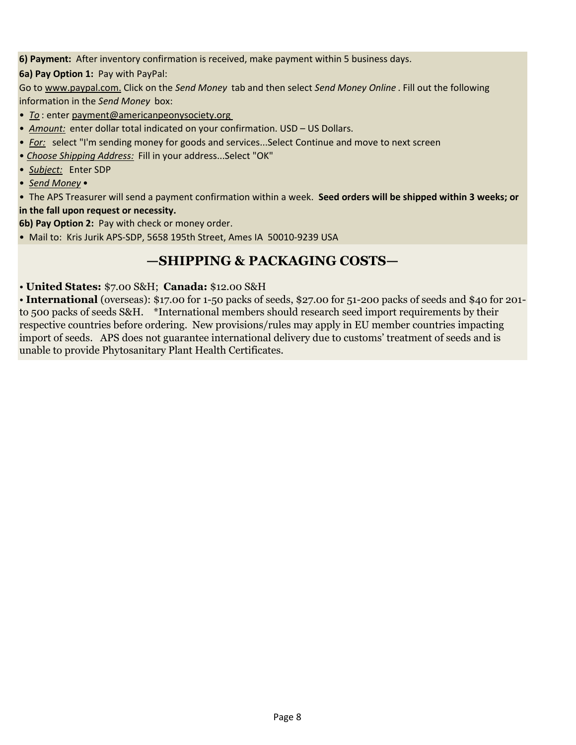**6) Payment:** After inventory confirmation is received, make payment within 5 business days.

**6a) Pay Option 1:** Pay with PayPal:

Go to www.paypal.com. Click on the *Send Money* tab and then select *Send Money Online* . Fill out the following information in the *Send Money* box:

- *To* : enter payment@americanpeonysociety.org
- *Amount:* enter dollar total indicated on your confirmation. USD – US Dollars.
- *For:* select "I'm sending money for goods and services...Select Continue and move to next screen
- *Choose Shipping Address:* Fill in your address...Select "OK"
- *Subject:* Enter SDP
- *Send Money* •
- The APS Treasurer will send a payment confirmation within a week. **Seed orders will be shipped within 3 weeks; or in the fall upon request or necessity.**

**6b) Pay Option 2:** Pay with check or money order.

- Mail to: Kris Jurik APS-SDP, 5658 195th Street, Ames IA 50010-9239 USA

## —SHIPPING & PACKAGING COSTS—

• **United States:** $7.00 S&H; **Canada:** $12.00 S&H

• **International** (overseas): $17.00 for 1-50 packs of seeds, $27.00 for 51-200 packs of seeds and $40 for 201-to 500 packs of seeds S&H. *International members should research seed import requirements by their respective countries before ordering. New provisions/rules may apply in EU member countries impacting import of seeds. APS does not guarantee international delivery due to customs' treatment of seeds and is unable to provide Phytosanitary Plant Health Certificates.